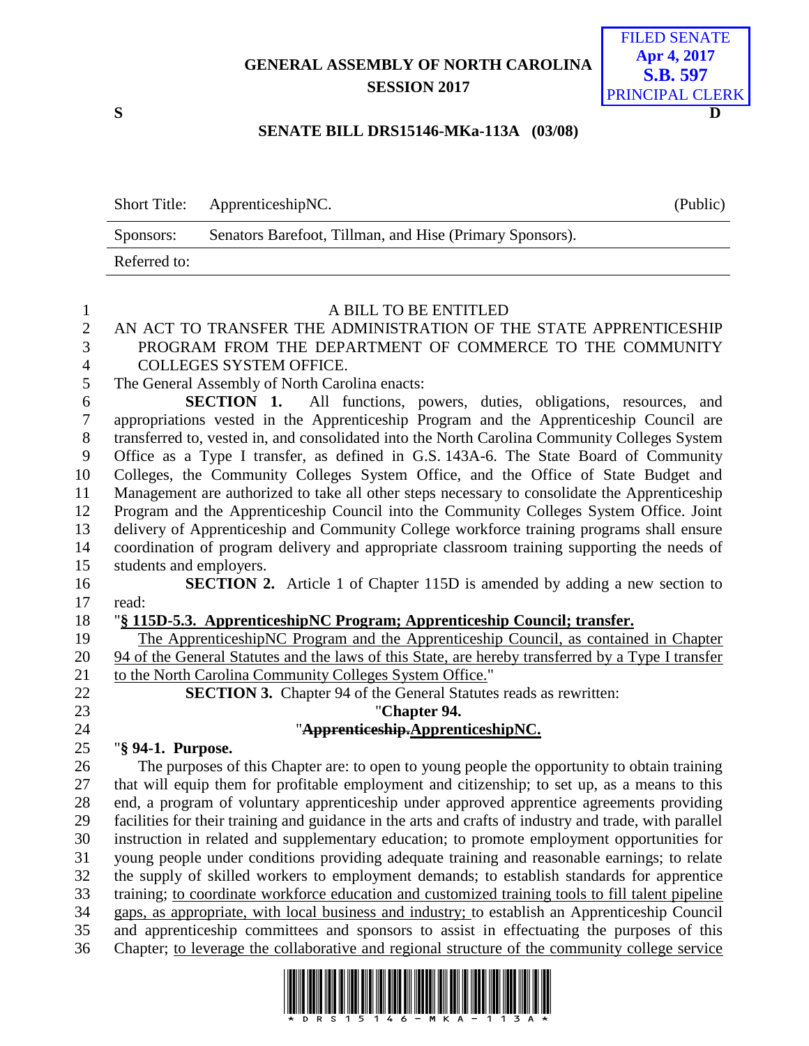GENERAL ASSEMBLY OF NORTH CAROLINA
SESSION 2017

FILED SENATE
Apr 4, 2017
S.B. 597
PRINCIPAL CLERK

S D

**SENATE BILL DRS15146-MKa-113A (03/08)**

| Short Title: | ApprenticeshipNC. | (Public) |
|---|---|---|
| Sponsors: | Senators Barefoot, Tillman, and Hise (Primary Sponsors). | |
| Referred to: | | |

A BILL TO BE ENTITLED

AN ACT TO TRANSFER THE ADMINISTRATION OF THE STATE APPRENTICESHIP PROGRAM FROM THE DEPARTMENT OF COMMERCE TO THE COMMUNITY COLLEGES SYSTEM OFFICE.

The General Assembly of North Carolina enacts:

**SECTION 1.** All functions, powers, duties, obligations, resources, and appropriations vested in the Apprenticeship Program and the Apprenticeship Council are transferred to, vested in, and consolidated into the North Carolina Community Colleges System Office as a Type I transfer, as defined in G.S. 143A-6. The State Board of Community Colleges, the Community Colleges System Office, and the Office of State Budget and Management are authorized to take all other steps necessary to consolidate the Apprenticeship Program and the Apprenticeship Council into the Community Colleges System Office. Joint delivery of Apprenticeship and Community College workforce training programs shall ensure coordination of program delivery and appropriate classroom training supporting the needs of students and employers.

**SECTION 2.** Article 1 of Chapter 115D is amended by adding a new section to read:

"**<u>§ 115D-5.3. ApprenticeshipNC Program; Apprenticeship Council; transfer.</u>**

<u>The ApprenticeshipNC Program and the Apprenticeship Council, as contained in Chapter 94 of the General Statutes and the laws of this State, are hereby transferred by a Type I transfer to the North Carolina Community Colleges System Office.</u>"

**SECTION 3.** Chapter 94 of the General Statutes reads as rewritten:

"**Chapter 94.**

"**~~Apprenticeship.~~<u>ApprenticeshipNC.</u>**

"**§ 94-1. Purpose.**

The purposes of this Chapter are: to open to young people the opportunity to obtain training that will equip them for profitable employment and citizenship; to set up, as a means to this end, a program of voluntary apprenticeship under approved apprentice agreements providing facilities for their training and guidance in the arts and crafts of industry and trade, with parallel instruction in related and supplementary education; to promote employment opportunities for young people under conditions providing adequate training and reasonable earnings; to relate the supply of skilled workers to employment demands; to establish standards for apprentice training; <u>to coordinate workforce education and customized training tools to fill talent pipeline gaps, as appropriate, with local business and industry;</u> to establish an Apprenticeship Council and apprenticeship committees and sponsors to assist in effectuating the purposes of this Chapter; <u>to leverage the collaborative and regional structure of the community college service</u>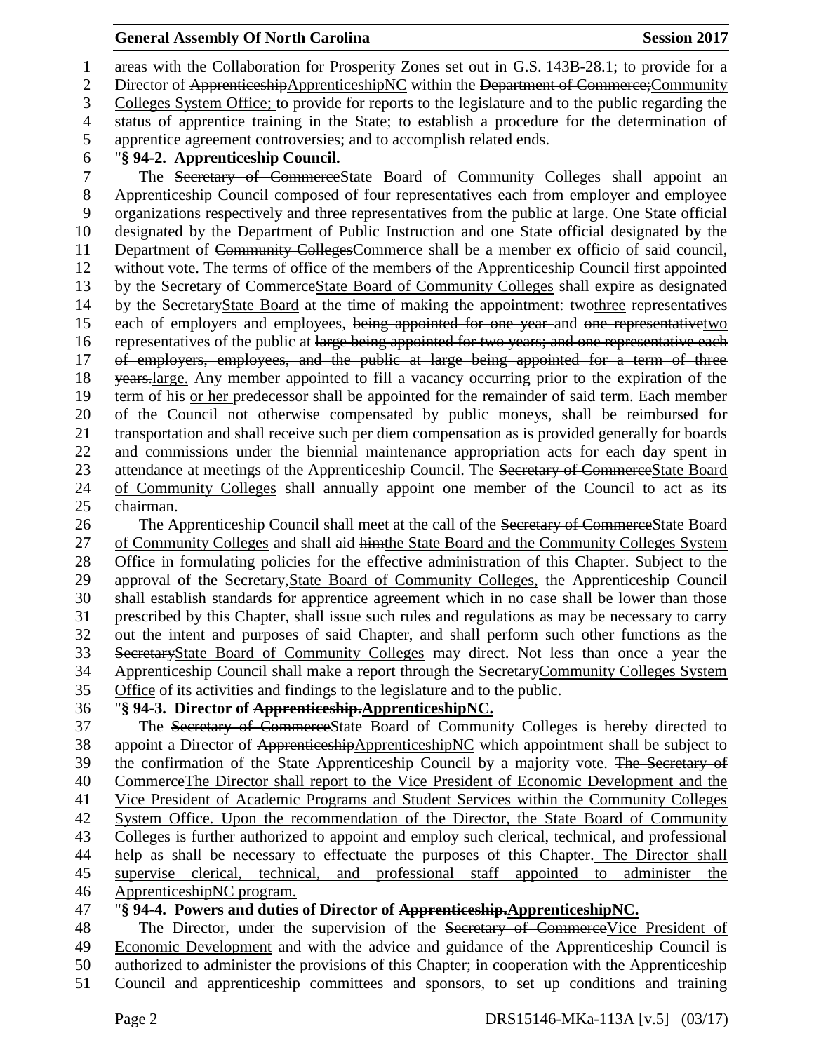<u>areas with the Collaboration for Prosperity Zones set out in G.S. 143B-28.1;</u> to provide for a Director of ~~Apprenticeship~~<u>ApprenticeshipNC</u> within the ~~Department of Commerce;~~<u>Community Colleges System Office;</u> to provide for reports to the legislature and to the public regarding the status of apprentice training in the State; to establish a procedure for the determination of apprentice agreement controversies; and to accomplish related ends.

"**§ 94-2. Apprenticeship Council.**

The ~~Secretary of Commerce~~<u>State Board of Community Colleges</u> shall appoint an Apprenticeship Council composed of four representatives each from employer and employee organizations respectively and three representatives from the public at large. One State official designated by the Department of Public Instruction and one State official designated by the Department of ~~Community Colleges~~<u>Commerce</u> shall be a member ex officio of said council, without vote. The terms of office of the members of the Apprenticeship Council first appointed by the ~~Secretary of Commerce~~<u>State Board of Community Colleges</u> shall expire as designated by the ~~Secretary~~<u>State Board</u> at the time of making the appointment: ~~two~~<u>three</u> representatives each of employers and employees, ~~being appointed for one year~~ and ~~one representative~~<u>two representatives</u> of the public at ~~large being appointed for two years; and one representative each of employers, employees, and the public at large being appointed for a term of three years.~~<u>large.</u> Any member appointed to fill a vacancy occurring prior to the expiration of the term of his <u>or her</u> predecessor shall be appointed for the remainder of said term. Each member of the Council not otherwise compensated by public moneys, shall be reimbursed for transportation and shall receive such per diem compensation as is provided generally for boards and commissions under the biennial maintenance appropriation acts for each day spent in attendance at meetings of the Apprenticeship Council. The ~~Secretary of Commerce~~<u>State Board of Community Colleges</u> shall annually appoint one member of the Council to act as its chairman.

The Apprenticeship Council shall meet at the call of the ~~Secretary of Commerce~~<u>State Board of Community Colleges</u> and shall aid ~~him~~<u>the State Board and the Community Colleges System Office</u> in formulating policies for the effective administration of this Chapter. Subject to the approval of the ~~Secretary,~~<u>State Board of Community Colleges,</u> the Apprenticeship Council shall establish standards for apprentice agreement which in no case shall be lower than those prescribed by this Chapter, shall issue such rules and regulations as may be necessary to carry out the intent and purposes of said Chapter, and shall perform such other functions as the ~~Secretary~~<u>State Board of Community Colleges</u> may direct. Not less than once a year the Apprenticeship Council shall make a report through the ~~Secretary~~<u>Community Colleges System Office</u> of its activities and findings to the legislature and to the public.

"**§ 94-3. Director of ~~Apprenticeship.~~<u>ApprenticeshipNC.</u>**

The ~~Secretary of Commerce~~<u>State Board of Community Colleges</u> is hereby directed to appoint a Director of ~~Apprenticeship~~<u>ApprenticeshipNC</u> which appointment shall be subject to the confirmation of the State Apprenticeship Council by a majority vote. ~~The Secretary of Commerce~~<u>The Director shall report to the Vice President of Economic Development and the Vice President of Academic Programs and Student Services within the Community Colleges System Office. Upon the recommendation of the Director, the State Board of Community Colleges</u> is further authorized to appoint and employ such clerical, technical, and professional help as shall be necessary to effectuate the purposes of this Chapter.<u> The Director shall supervise clerical, technical, and professional staff appointed to administer the ApprenticeshipNC program.</u>

"**§ 94-4. Powers and duties of Director of ~~Apprenticeship.~~<u>ApprenticeshipNC.</u>**

The Director, under the supervision of the ~~Secretary of Commerce~~<u>Vice President of Economic Development</u> and with the advice and guidance of the Apprenticeship Council is authorized to administer the provisions of this Chapter; in cooperation with the Apprenticeship Council and apprenticeship committees and sponsors, to set up conditions and training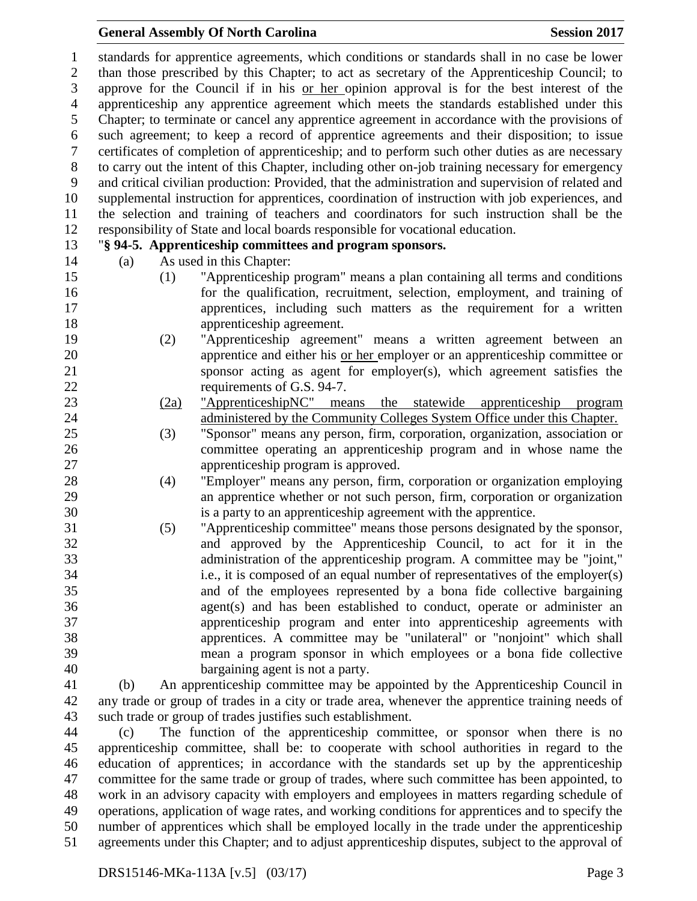standards for apprentice agreements, which conditions or standards shall in no case be lower than those prescribed by this Chapter; to act as secretary of the Apprenticeship Council; to approve for the Council if in his or her opinion approval is for the best interest of the apprenticeship any apprentice agreement which meets the standards established under this Chapter; to terminate or cancel any apprentice agreement in accordance with the provisions of such agreement; to keep a record of apprentice agreements and their disposition; to issue certificates of completion of apprenticeship; and to perform such other duties as are necessary to carry out the intent of this Chapter, including other on-job training necessary for emergency and critical civilian production: Provided, that the administration and supervision of related and supplemental instruction for apprentices, coordination of instruction with job experiences, and the selection and training of teachers and coordinators for such instruction shall be the responsibility of State and local boards responsible for vocational education.

"**§ 94-5. Apprenticeship committees and program sponsors.**

(a) As used in this Chapter:

(1) "Apprenticeship program" means a plan containing all terms and conditions for the qualification, recruitment, selection, employment, and training of apprentices, including such matters as the requirement for a written apprenticeship agreement.

(2) "Apprenticeship agreement" means a written agreement between an apprentice and either his or her employer or an apprenticeship committee or sponsor acting as agent for employer(s), which agreement satisfies the requirements of G.S. 94-7.

(2a) "ApprenticeshipNC" means the statewide apprenticeship program administered by the Community Colleges System Office under this Chapter.

(3) "Sponsor" means any person, firm, corporation, organization, association or committee operating an apprenticeship program and in whose name the apprenticeship program is approved.

(4) "Employer" means any person, firm, corporation or organization employing an apprentice whether or not such person, firm, corporation or organization is a party to an apprenticeship agreement with the apprentice.

(5) "Apprenticeship committee" means those persons designated by the sponsor, and approved by the Apprenticeship Council, to act for it in the administration of the apprenticeship program. A committee may be "joint," i.e., it is composed of an equal number of representatives of the employer(s) and of the employees represented by a bona fide collective bargaining agent(s) and has been established to conduct, operate or administer an apprenticeship program and enter into apprenticeship agreements with apprentices. A committee may be "unilateral" or "nonjoint" which shall mean a program sponsor in which employees or a bona fide collective bargaining agent is not a party.

(b) An apprenticeship committee may be appointed by the Apprenticeship Council in any trade or group of trades in a city or trade area, whenever the apprentice training needs of such trade or group of trades justifies such establishment.

(c) The function of the apprenticeship committee, or sponsor when there is no apprenticeship committee, shall be: to cooperate with school authorities in regard to the education of apprentices; in accordance with the standards set up by the apprenticeship committee for the same trade or group of trades, where such committee has been appointed, to work in an advisory capacity with employers and employees in matters regarding schedule of operations, application of wage rates, and working conditions for apprentices and to specify the number of apprentices which shall be employed locally in the trade under the apprenticeship agreements under this Chapter; and to adjust apprenticeship disputes, subject to the approval of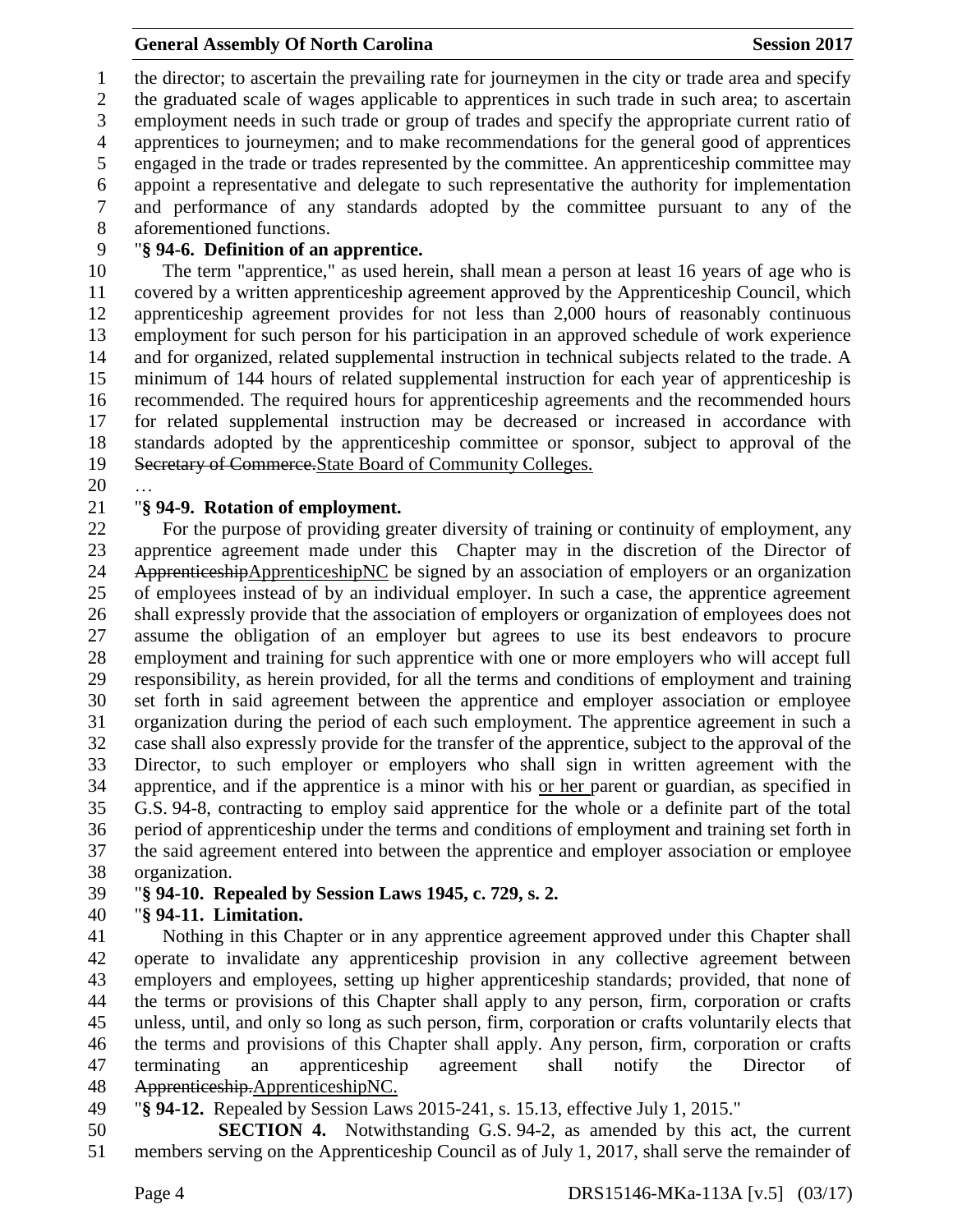the director; to ascertain the prevailing rate for journeymen in the city or trade area and specify the graduated scale of wages applicable to apprentices in such trade in such area; to ascertain employment needs in such trade or group of trades and specify the appropriate current ratio of apprentices to journeymen; and to make recommendations for the general good of apprentices engaged in the trade or trades represented by the committee. An apprenticeship committee may appoint a representative and delegate to such representative the authority for implementation and performance of any standards adopted by the committee pursuant to any of the aforementioned functions.

"**§ 94-6. Definition of an apprentice.**

The term "apprentice," as used herein, shall mean a person at least 16 years of age who is covered by a written apprenticeship agreement approved by the Apprenticeship Council, which apprenticeship agreement provides for not less than 2,000 hours of reasonably continuous employment for such person for his participation in an approved schedule of work experience and for organized, related supplemental instruction in technical subjects related to the trade. A minimum of 144 hours of related supplemental instruction for each year of apprenticeship is recommended. The required hours for apprenticeship agreements and the recommended hours for related supplemental instruction may be decreased or increased in accordance with standards adopted by the apprenticeship committee or sponsor, subject to approval of the ~~Secretary of Commerce.~~State Board of Community Colleges.

…

"**§ 94-9. Rotation of employment.**

For the purpose of providing greater diversity of training or continuity of employment, any apprentice agreement made under this Chapter may in the discretion of the Director of ~~Apprenticeship~~ApprenticeshipNC be signed by an association of employers or an organization of employees instead of by an individual employer. In such a case, the apprentice agreement shall expressly provide that the association of employers or organization of employees does not assume the obligation of an employer but agrees to use its best endeavors to procure employment and training for such apprentice with one or more employers who will accept full responsibility, as herein provided, for all the terms and conditions of employment and training set forth in said agreement between the apprentice and employer association or employee organization during the period of each such employment. The apprentice agreement in such a case shall also expressly provide for the transfer of the apprentice, subject to the approval of the Director, to such employer or employers who shall sign in written agreement with the apprentice, and if the apprentice is a minor with his <u>or her</u> parent or guardian, as specified in G.S. 94-8, contracting to employ said apprentice for the whole or a definite part of the total period of apprenticeship under the terms and conditions of employment and training set forth in the said agreement entered into between the apprentice and employer association or employee organization.

"**§ 94-10. Repealed by Session Laws 1945, c. 729, s. 2.**

"**§ 94-11. Limitation.**

Nothing in this Chapter or in any apprentice agreement approved under this Chapter shall operate to invalidate any apprenticeship provision in any collective agreement between employers and employees, setting up higher apprenticeship standards; provided, that none of the terms or provisions of this Chapter shall apply to any person, firm, corporation or crafts unless, until, and only so long as such person, firm, corporation or crafts voluntarily elects that the terms and provisions of this Chapter shall apply. Any person, firm, corporation or crafts terminating an apprenticeship agreement shall notify the Director of ~~Apprenticeship.~~ApprenticeshipNC.

"**§ 94-12.** Repealed by Session Laws 2015-241, s. 15.13, effective July 1, 2015."

**SECTION 4.** Notwithstanding G.S. 94-2, as amended by this act, the current members serving on the Apprenticeship Council as of July 1, 2017, shall serve the remainder of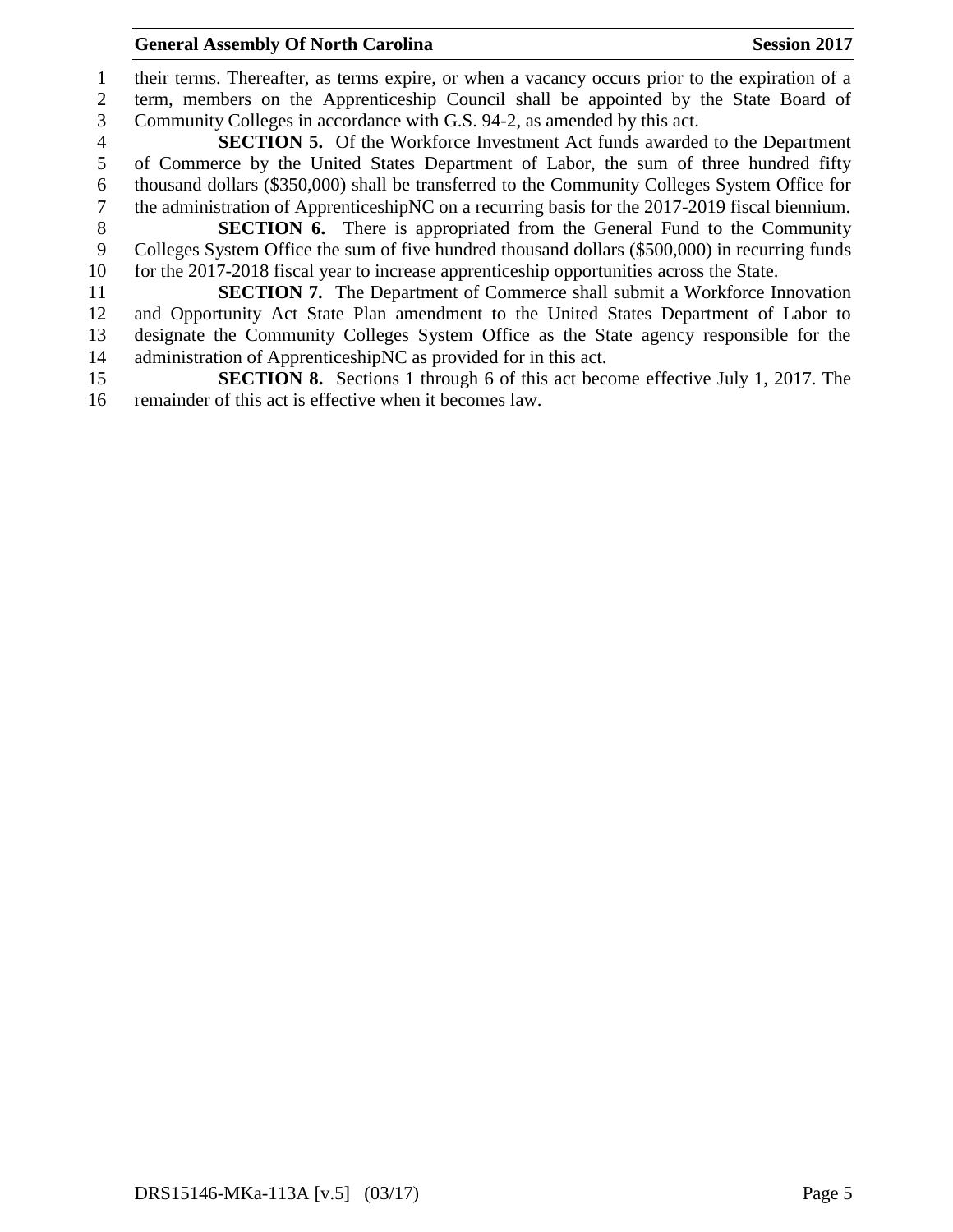their terms. Thereafter, as terms expire, or when a vacancy occurs prior to the expiration of a term, members on the Apprenticeship Council shall be appointed by the State Board of Community Colleges in accordance with G.S. 94-2, as amended by this act.

**SECTION 5.** Of the Workforce Investment Act funds awarded to the Department of Commerce by the United States Department of Labor, the sum of three hundred fifty thousand dollars ($350,000) shall be transferred to the Community Colleges System Office for the administration of ApprenticeshipNC on a recurring basis for the 2017-2019 fiscal biennium.

**SECTION 6.** There is appropriated from the General Fund to the Community Colleges System Office the sum of five hundred thousand dollars ($500,000) in recurring funds for the 2017-2018 fiscal year to increase apprenticeship opportunities across the State.

**SECTION 7.** The Department of Commerce shall submit a Workforce Innovation and Opportunity Act State Plan amendment to the United States Department of Labor to designate the Community Colleges System Office as the State agency responsible for the administration of ApprenticeshipNC as provided for in this act.

**SECTION 8.** Sections 1 through 6 of this act become effective July 1, 2017. The remainder of this act is effective when it becomes law.